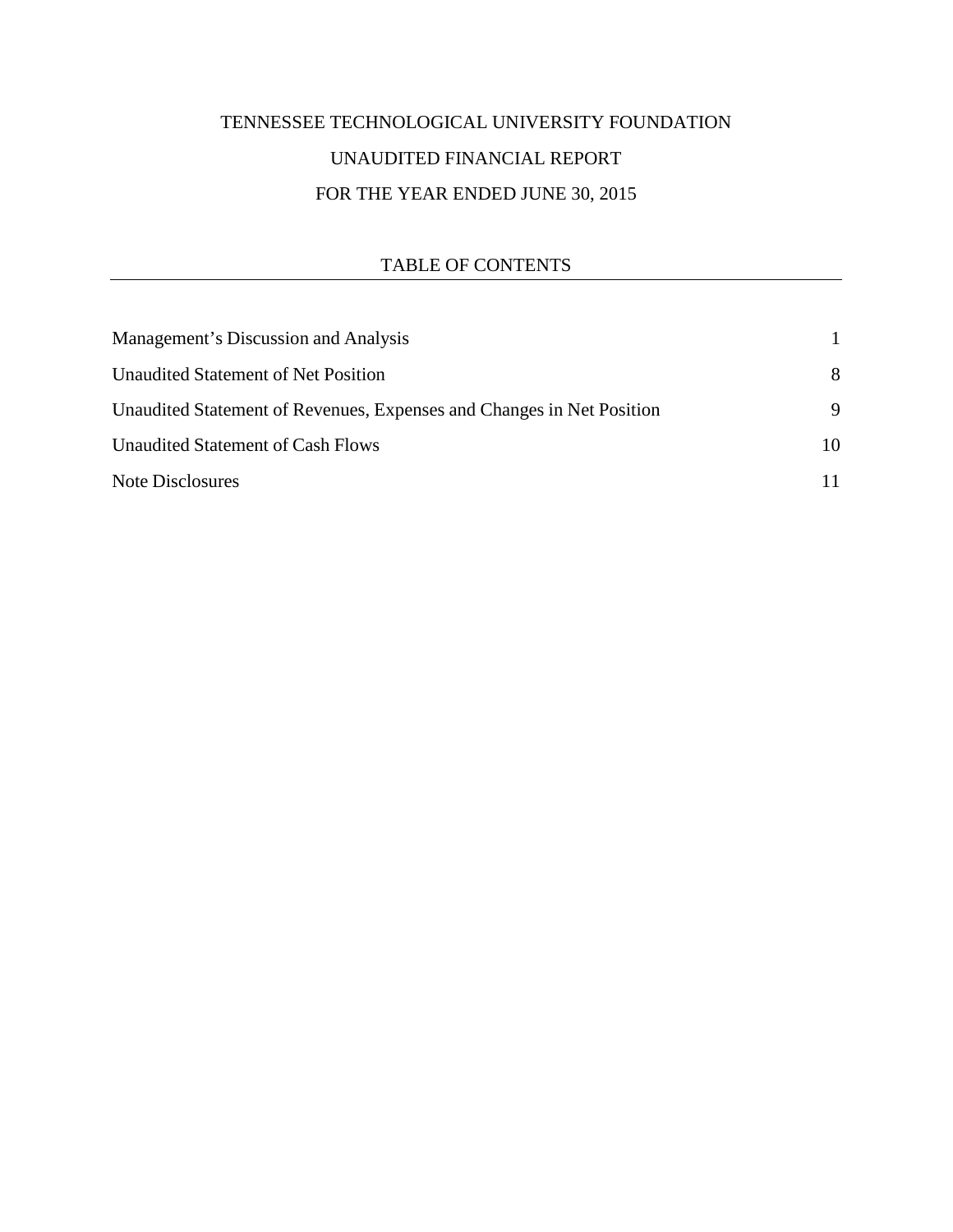# TENNESSEE TECHNOLOGICAL UNIVERSITY FOUNDATION

## UNAUDITED FINANCIAL REPORT

## FOR THE YEAR ENDED JUNE 30, 2015

### TABLE OF CONTENTS

| | |
|---|---|
| Management's Discussion and Analysis | 1 |
| Unaudited Statement of Net Position | 8 |
| Unaudited Statement of Revenues, Expenses and Changes in Net Position | 9 |
| Unaudited Statement of Cash Flows | 10 |
| Note Disclosures | 11 |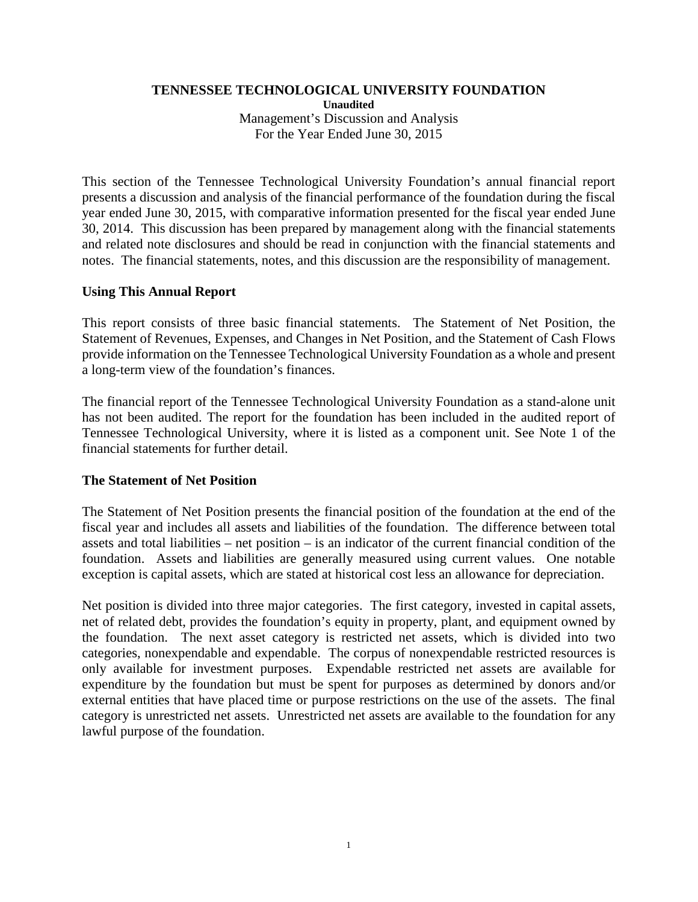**TENNESSEE TECHNOLOGICAL UNIVERSITY FOUNDATION**

**Unaudited**

Management's Discussion and Analysis

For the Year Ended June 30, 2015

This section of the Tennessee Technological University Foundation's annual financial report presents a discussion and analysis of the financial performance of the foundation during the fiscal year ended June 30, 2015, with comparative information presented for the fiscal year ended June 30, 2014. This discussion has been prepared by management along with the financial statements and related note disclosures and should be read in conjunction with the financial statements and notes. The financial statements, notes, and this discussion are the responsibility of management.

## Using This Annual Report

This report consists of three basic financial statements. The Statement of Net Position, the Statement of Revenues, Expenses, and Changes in Net Position, and the Statement of Cash Flows provide information on the Tennessee Technological University Foundation as a whole and present a long-term view of the foundation's finances.

The financial report of the Tennessee Technological University Foundation as a stand-alone unit has not been audited. The report for the foundation has been included in the audited report of Tennessee Technological University, where it is listed as a component unit. See Note 1 of the financial statements for further detail.

## The Statement of Net Position

The Statement of Net Position presents the financial position of the foundation at the end of the fiscal year and includes all assets and liabilities of the foundation. The difference between total assets and total liabilities – net position – is an indicator of the current financial condition of the foundation. Assets and liabilities are generally measured using current values. One notable exception is capital assets, which are stated at historical cost less an allowance for depreciation.

Net position is divided into three major categories. The first category, invested in capital assets, net of related debt, provides the foundation's equity in property, plant, and equipment owned by the foundation. The next asset category is restricted net assets, which is divided into two categories, nonexpendable and expendable. The corpus of nonexpendable restricted resources is only available for investment purposes. Expendable restricted net assets are available for expenditure by the foundation but must be spent for purposes as determined by donors and/or external entities that have placed time or purpose restrictions on the use of the assets. The final category is unrestricted net assets. Unrestricted net assets are available to the foundation for any lawful purpose of the foundation.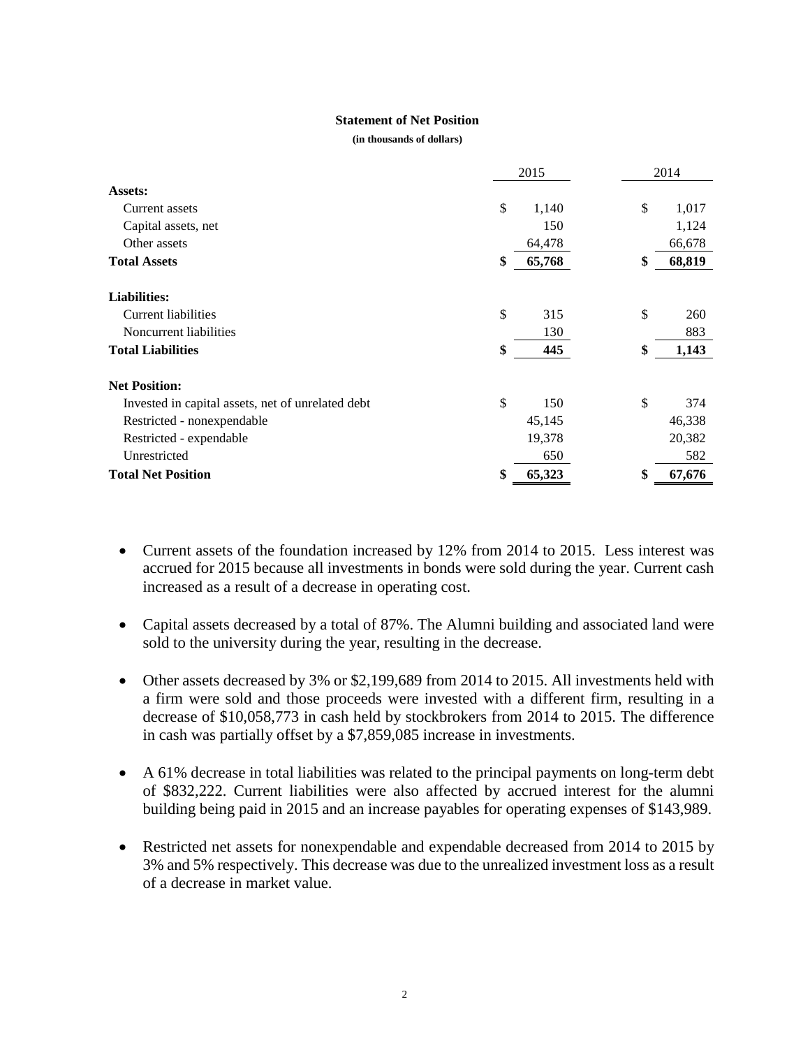### Statement of Net Position

**(in thousands of dollars)**

| | 2015 | 2014 |
|---|---|---|
| **Assets:** | | |
| Current assets | $ 1,140 | $ 1,017 |
| Capital assets, net | 150 | 1,124 |
| Other assets | 64,478 | 66,678 |
| **Total Assets** | **$ 65,768** | **$ 68,819** |
| | | |
| **Liabilities:** | | |
| Current liabilities | $ 315 | $ 260 |
| Noncurrent liabilities | 130 | 883 |
| **Total Liabilities** | **$ 445** | **$ 1,143** |
| | | |
| **Net Position:** | | |
| Invested in capital assets, net of unrelated debt | $ 150 | $ 374 |
| Restricted - nonexpendable | 45,145 | 46,338 |
| Restricted - expendable | 19,378 | 20,382 |
| Unrestricted | 650 | 582 |
| **Total Net Position** | **$ 65,323** | **$ 67,676** |

- Current assets of the foundation increased by 12% from 2014 to 2015. Less interest was accrued for 2015 because all investments in bonds were sold during the year. Current cash increased as a result of a decrease in operating cost.

- Capital assets decreased by a total of 87%. The Alumni building and associated land were sold to the university during the year, resulting in the decrease.

- Other assets decreased by 3% or $2,199,689 from 2014 to 2015. All investments held with a firm were sold and those proceeds were invested with a different firm, resulting in a decrease of $10,058,773 in cash held by stockbrokers from 2014 to 2015. The difference in cash was partially offset by a $7,859,085 increase in investments.

- A 61% decrease in total liabilities was related to the principal payments on long-term debt of $832,222. Current liabilities were also affected by accrued interest for the alumni building being paid in 2015 and an increase payables for operating expenses of $143,989.

- Restricted net assets for nonexpendable and expendable decreased from 2014 to 2015 by 3% and 5% respectively. This decrease was due to the unrealized investment loss as a result of a decrease in market value.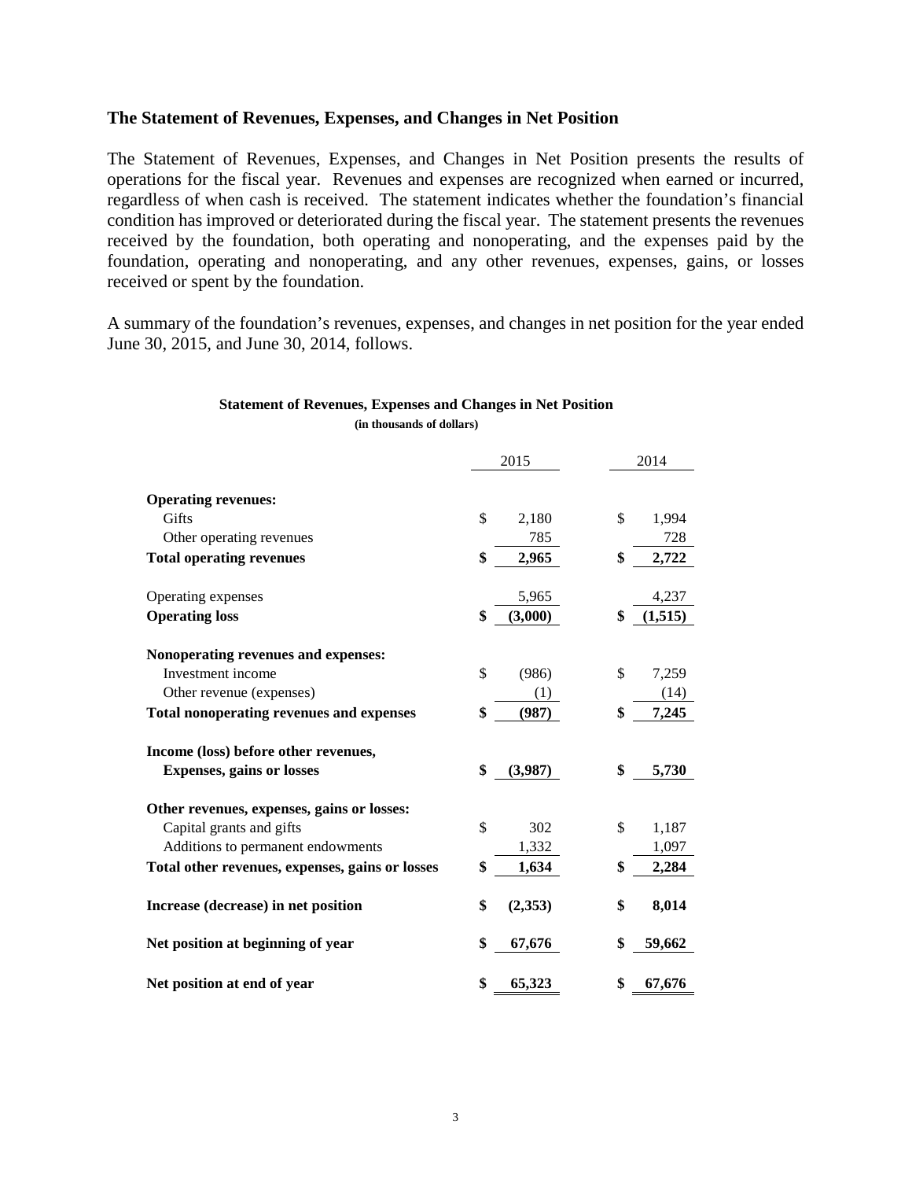## The Statement of Revenues, Expenses, and Changes in Net Position

The Statement of Revenues, Expenses, and Changes in Net Position presents the results of operations for the fiscal year. Revenues and expenses are recognized when earned or incurred, regardless of when cash is received. The statement indicates whether the foundation's financial condition has improved or deteriorated during the fiscal year. The statement presents the revenues received by the foundation, both operating and nonoperating, and the expenses paid by the foundation, operating and nonoperating, and any other revenues, expenses, gains, or losses received or spent by the foundation.

A summary of the foundation's revenues, expenses, and changes in net position for the year ended June 30, 2015, and June 30, 2014, follows.

**Statement of Revenues, Expenses and Changes in Net Position**
**(in thousands of dollars)**

| | 2015 | 2014 |
|---|---|---|
| **Operating revenues:** | | |
| Gifts | $ 2,180 | $ 1,994 |
| Other operating revenues | 785 | 728 |
| **Total operating revenues** | **$ 2,965** | **$ 2,722** |
| Operating expenses | 5,965 | 4,237 |
| **Operating loss** | **$ (3,000)** | **$ (1,515)** |
| **Nonoperating revenues and expenses:** | | |
| Investment income | $ (986) | $ 7,259 |
| Other revenue (expenses) | (1) | (14) |
| **Total nonoperating revenues and expenses** | **$ (987)** | **$ 7,245** |
| **Income (loss) before other revenues, Expenses, gains or losses** | **$ (3,987)** | **$ 5,730** |
| **Other revenues, expenses, gains or losses:** | | |
| Capital grants and gifts | $ 302 | $ 1,187 |
| Additions to permanent endowments | 1,332 | 1,097 |
| **Total other revenues, expenses, gains or losses** | **$ 1,634** | **$ 2,284** |
| **Increase (decrease) in net position** | **$ (2,353)** | **$ 8,014** |
| **Net position at beginning of year** | **$ 67,676** | **$ 59,662** |
| **Net position at end of year** | **$ 65,323** | **$ 67,676** |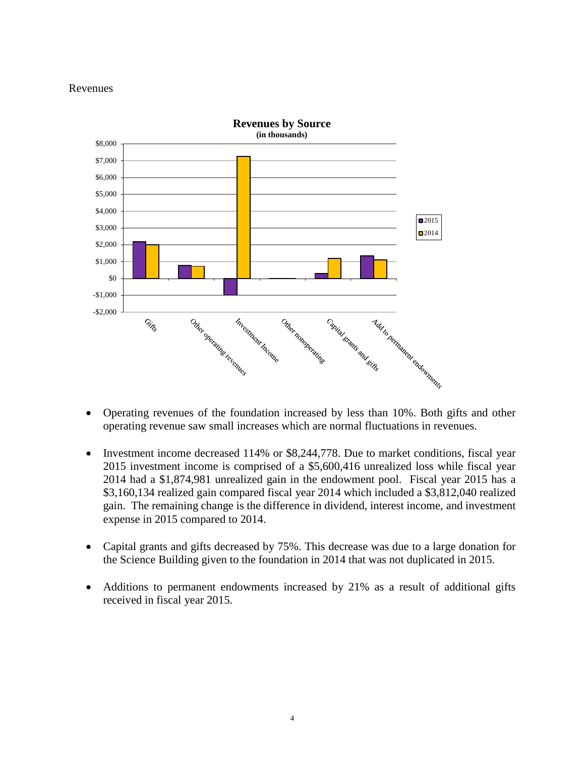Revenues

**Revenues by Source**
**(in thousands)**

- Operating revenues of the foundation increased by less than 10%. Both gifts and other operating revenue saw small increases which are normal fluctuations in revenues.

- Investment income decreased 114% or $8,244,778. Due to market conditions, fiscal year 2015 investment income is comprised of a $5,600,416 unrealized loss while fiscal year 2014 had a $1,874,981 unrealized gain in the endowment pool. Fiscal year 2015 has a $3,160,134 realized gain compared fiscal year 2014 which included a $3,812,040 realized gain. The remaining change is the difference in dividend, interest income, and investment expense in 2015 compared to 2014.

- Capital grants and gifts decreased by 75%. This decrease was due to a large donation for the Science Building given to the foundation in 2014 that was not duplicated in 2015.

- Additions to permanent endowments increased by 21% as a result of additional gifts received in fiscal year 2015.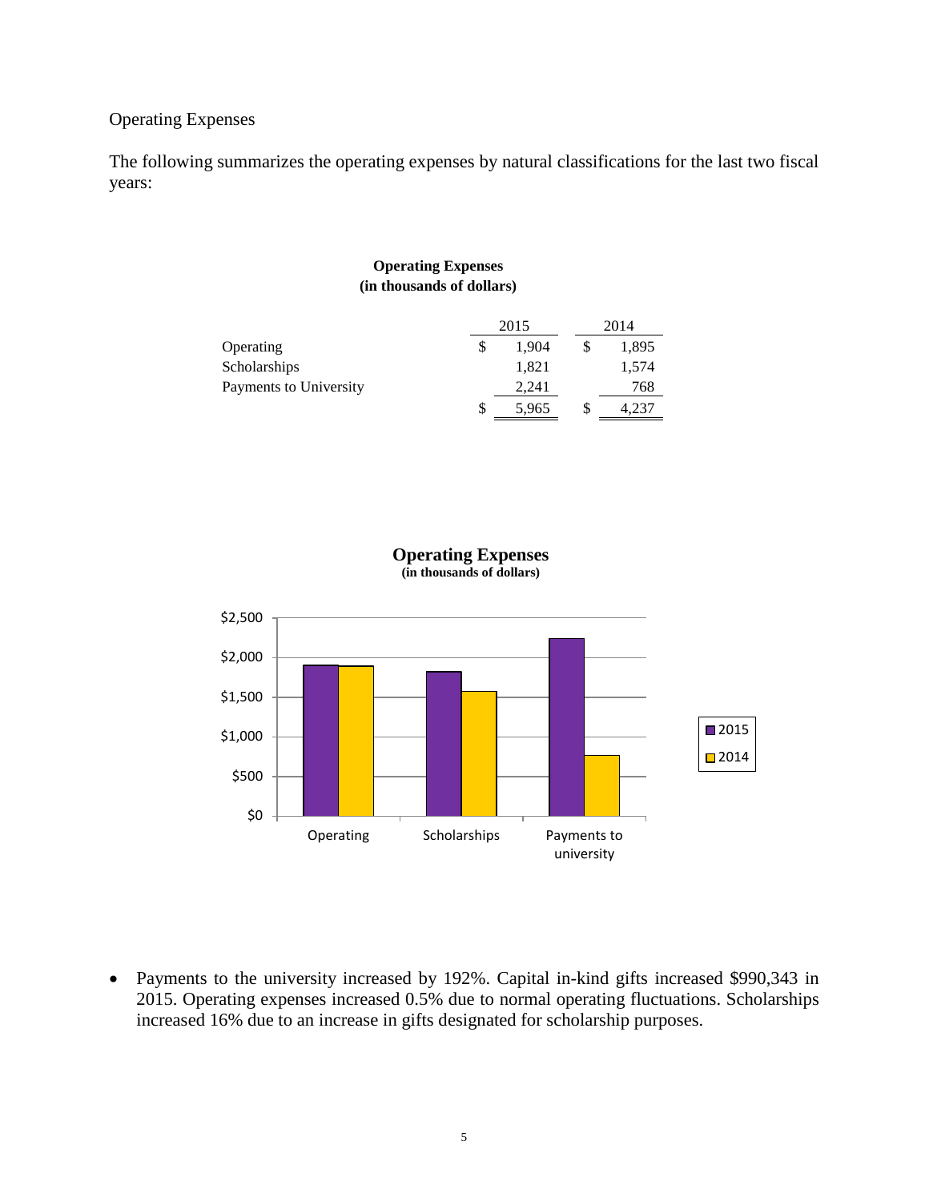Operating Expenses

The following summarizes the operating expenses by natural classifications for the last two fiscal years:

**Operating Expenses**
**(in thousands of dollars)**

| | 2015 | 2014 |
|---|---|---|
| Operating | $ 1,904 | $ 1,895 |
| Scholarships | 1,821 | 1,574 |
| Payments to University | 2,241 | 768 |
| | $ 5,965 | $ 4,237 |

**Operating Expenses**
**(in thousands of dollars)**

| | 2015 | 2014 |
|---|---|---|
| Operating | 1,904 | 1,895 |
| Scholarships | 1,821 | 1,574 |
| Payments to university | 2,241 | 768 |

- Payments to the university increased by 192%. Capital in-kind gifts increased $990,343 in 2015. Operating expenses increased 0.5% due to normal operating fluctuations. Scholarships increased 16% due to an increase in gifts designated for scholarship purposes.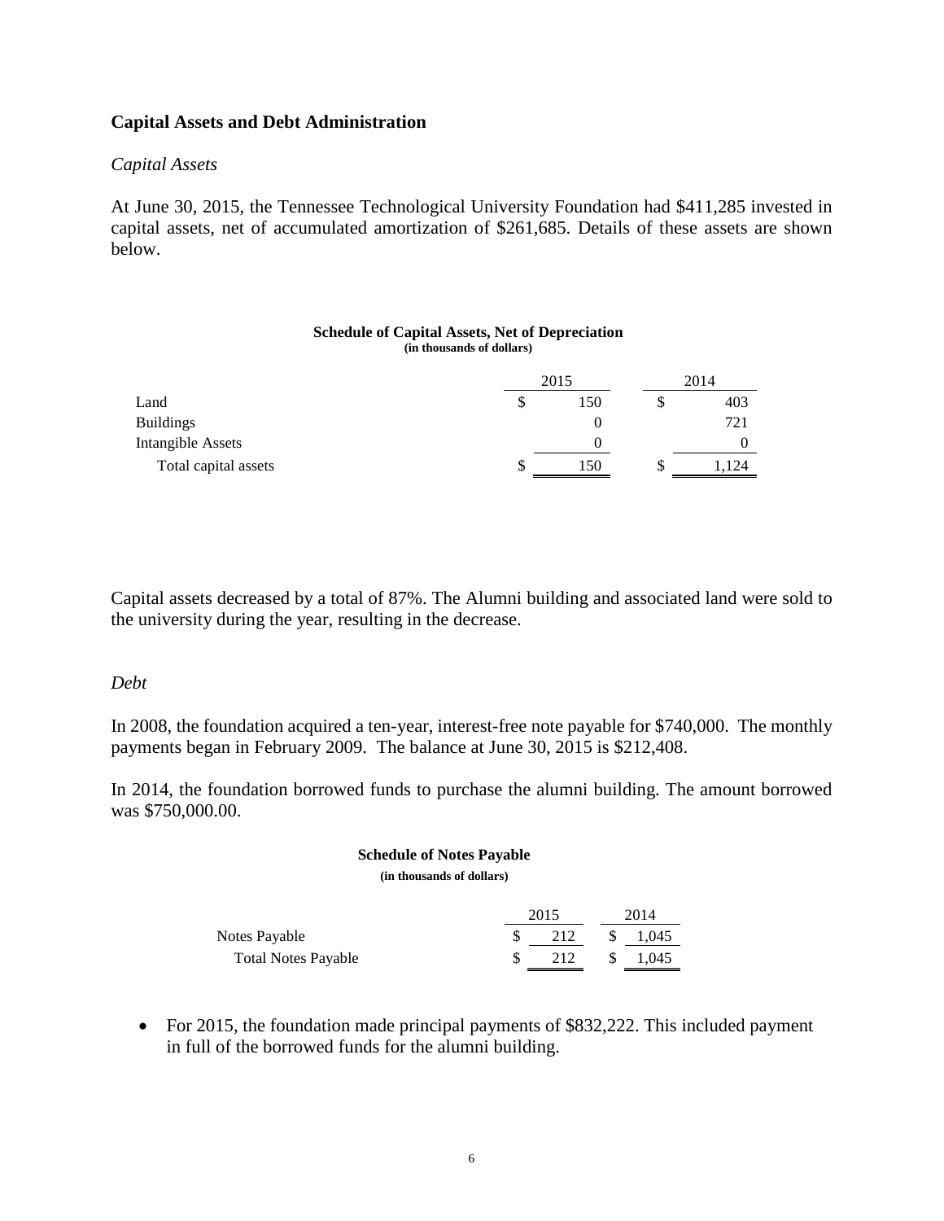## Capital Assets and Debt Administration

*Capital Assets*

At June 30, 2015, the Tennessee Technological University Foundation had $411,285 invested in capital assets, net of accumulated amortization of $261,685. Details of these assets are shown below.

**Schedule of Capital Assets, Net of Depreciation**
**(in thousands of dollars)**

| | 2015 | 2014 |
|---|---|---|
| Land | $ 150 | $ 403 |
| Buildings | 0 | 721 |
| Intangible Assets | 0 | 0 |
| Total capital assets | $ 150 | $ 1,124 |

Capital assets decreased by a total of 87%. The Alumni building and associated land were sold to the university during the year, resulting in the decrease.

*Debt*

In 2008, the foundation acquired a ten-year, interest-free note payable for $740,000. The monthly payments began in February 2009. The balance at June 30, 2015 is $212,408.

In 2014, the foundation borrowed funds to purchase the alumni building. The amount borrowed was $750,000.00.

**Schedule of Notes Payable**
**(in thousands of dollars)**

| | 2015 | 2014 |
|---|---|---|
| Notes Payable | $ 212 | $ 1,045 |
| Total Notes Payable | $ 212 | $ 1,045 |

- For 2015, the foundation made principal payments of $832,222. This included payment in full of the borrowed funds for the alumni building.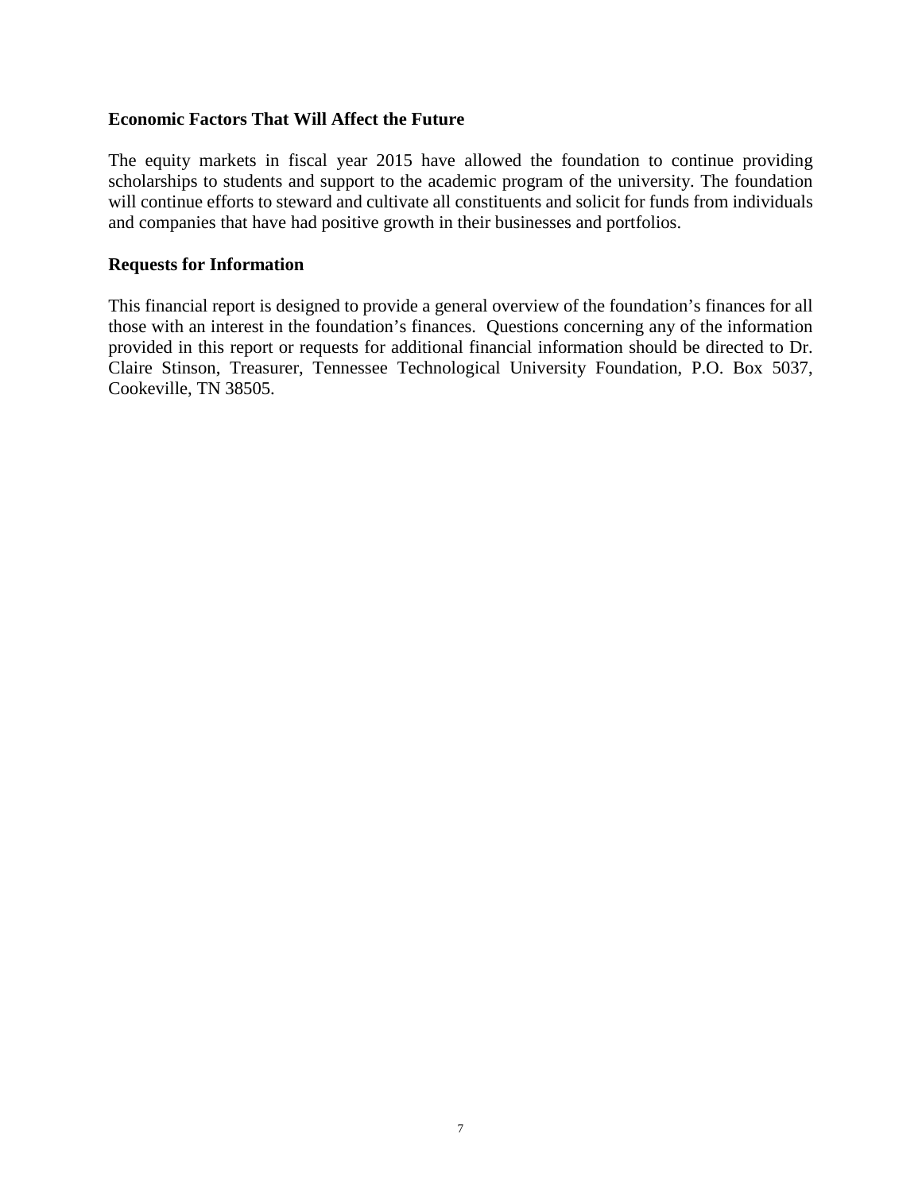## Economic Factors That Will Affect the Future

The equity markets in fiscal year 2015 have allowed the foundation to continue providing scholarships to students and support to the academic program of the university. The foundation will continue efforts to steward and cultivate all constituents and solicit for funds from individuals and companies that have had positive growth in their businesses and portfolios.

## Requests for Information

This financial report is designed to provide a general overview of the foundation's finances for all those with an interest in the foundation's finances. Questions concerning any of the information provided in this report or requests for additional financial information should be directed to Dr. Claire Stinson, Treasurer, Tennessee Technological University Foundation, P.O. Box 5037, Cookeville, TN 38505.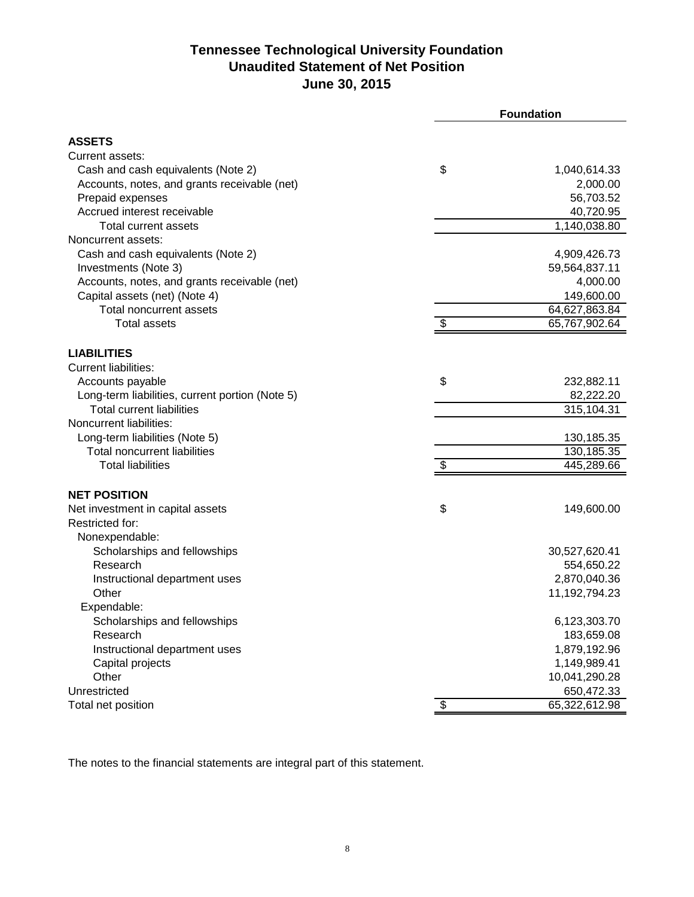# Tennessee Technological University Foundation
## Unaudited Statement of Net Position
## June 30, 2015

| | | Foundation |
|---|---|---|
| **ASSETS** | | |
| Current assets: | | |
| Cash and cash equivalents (Note 2) | $ | 1,040,614.33 |
| Accounts, notes, and grants receivable (net) | | 2,000.00 |
| Prepaid expenses | | 56,703.52 |
| Accrued interest receivable | | 40,720.95 |
| Total current assets | | 1,140,038.80 |
| Noncurrent assets: | | |
| Cash and cash equivalents (Note 2) | | 4,909,426.73 |
| Investments (Note 3) | | 59,564,837.11 |
| Accounts, notes, and grants receivable (net) | | 4,000.00 |
| Capital assets (net) (Note 4) | | 149,600.00 |
| Total noncurrent assets | | 64,627,863.84 |
| Total assets | $ | 65,767,902.64 |
| **LIABILITIES** | | |
| Current liabilities: | | |
| Accounts payable | $ | 232,882.11 |
| Long-term liabilities, current portion (Note 5) | | 82,222.20 |
| Total current liabilities | | 315,104.31 |
| Noncurrent liabilities: | | |
| Long-term liabilities (Note 5) | | 130,185.35 |
| Total noncurrent liabilities | | 130,185.35 |
| Total liabilities | $ | 445,289.66 |
| **NET POSITION** | | |
| Net investment in capital assets | $ | 149,600.00 |
| Restricted for: | | |
| Nonexpendable: | | |
| Scholarships and fellowships | | 30,527,620.41 |
| Research | | 554,650.22 |
| Instructional department uses | | 2,870,040.36 |
| Other | | 11,192,794.23 |
| Expendable: | | |
| Scholarships and fellowships | | 6,123,303.70 |
| Research | | 183,659.08 |
| Instructional department uses | | 1,879,192.96 |
| Capital projects | | 1,149,989.41 |
| Other | | 10,041,290.28 |
| Unrestricted | | 650,472.33 |
| Total net position | $ | 65,322,612.98 |

The notes to the financial statements are integral part of this statement.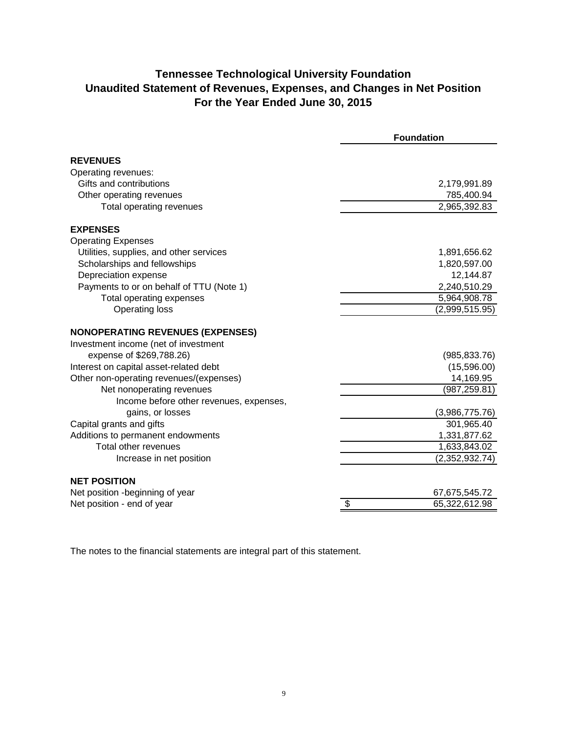# Tennessee Technological University Foundation
## Unaudited Statement of Revenues, Expenses, and Changes in Net Position
## For the Year Ended June 30, 2015

| | Foundation |
|---|---|
| **REVENUES** | |
| Operating revenues: | |
| Gifts and contributions | 2,179,991.89 |
| Other operating revenues | 785,400.94 |
| Total operating revenues | 2,965,392.83 |
| **EXPENSES** | |
| Operating Expenses | |
| Utilities, supplies, and other services | 1,891,656.62 |
| Scholarships and fellowships | 1,820,597.00 |
| Depreciation expense | 12,144.87 |
| Payments to or on behalf of TTU (Note 1) | 2,240,510.29 |
| Total operating expenses | 5,964,908.78 |
| Operating loss | (2,999,515.95) |
| **NONOPERATING REVENUES (EXPENSES)** | |
| Investment income (net of investment expense of $269,788.26) | (985,833.76) |
| Interest on capital asset-related debt | (15,596.00) |
| Other non-operating revenues/(expenses) | 14,169.95 |
| Net nonoperating revenues | (987,259.81) |
| Income before other revenues, expenses, gains, or losses | (3,986,775.76) |
| Capital grants and gifts | 301,965.40 |
| Additions to permanent endowments | 1,331,877.62 |
| Total other revenues | 1,633,843.02 |
| Increase in net position | (2,352,932.74) |
| **NET POSITION** | |
| Net position -beginning of year | 67,675,545.72 |
| Net position - end of year | $ 65,322,612.98 |

The notes to the financial statements are integral part of this statement.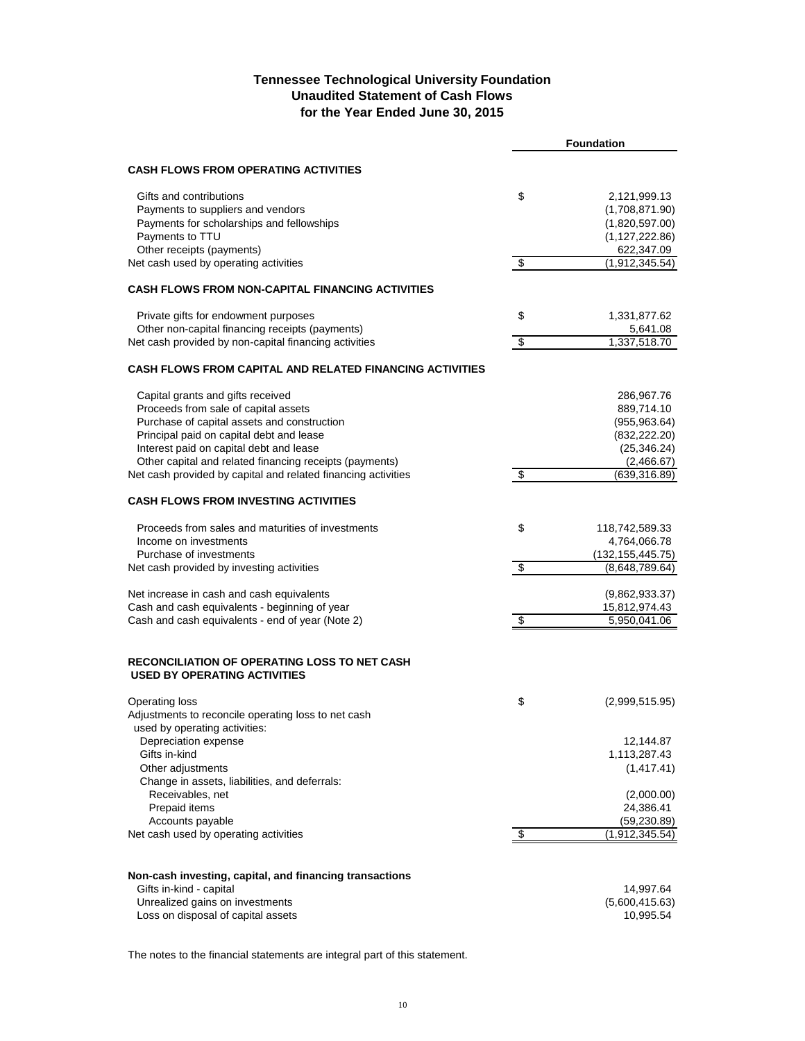# Tennessee Technological University Foundation
## Unaudited Statement of Cash Flows
## for the Year Ended June 30, 2015

| | | Foundation |
|---|---|---|
| **CASH FLOWS FROM OPERATING ACTIVITIES** | | |
| Gifts and contributions | $ | 2,121,999.13 |
| Payments to suppliers and vendors | | (1,708,871.90) |
| Payments for scholarships and fellowships | | (1,820,597.00) |
| Payments to TTU | | (1,127,222.86) |
| Other receipts (payments) | | 622,347.09 |
| Net cash used by operating activities | $ | (1,912,345.54) |
| **CASH FLOWS FROM NON-CAPITAL FINANCING ACTIVITIES** | | |
| Private gifts for endowment purposes | $ | 1,331,877.62 |
| Other non-capital financing receipts (payments) | | 5,641.08 |
| Net cash provided by non-capital financing activities | $ | 1,337,518.70 |
| **CASH FLOWS FROM CAPITAL AND RELATED FINANCING ACTIVITIES** | | |
| Capital grants and gifts received | | 286,967.76 |
| Proceeds from sale of capital assets | | 889,714.10 |
| Purchase of capital assets and construction | | (955,963.64) |
| Principal paid on capital debt and lease | | (832,222.20) |
| Interest paid on capital debt and lease | | (25,346.24) |
| Other capital and related financing receipts (payments) | | (2,466.67) |
| Net cash provided by capital and related financing activities | $ | (639,316.89) |
| **CASH FLOWS FROM INVESTING ACTIVITIES** | | |
| Proceeds from sales and maturities of investments | $ | 118,742,589.33 |
| Income on investments | | 4,764,066.78 |
| Purchase of investments | | (132,155,445.75) |
| Net cash provided by investing activities | $ | (8,648,789.64) |
| Net increase in cash and cash equivalents | | (9,862,933.37) |
| Cash and cash equivalents - beginning of year | | 15,812,974.43 |
| Cash and cash equivalents - end of year (Note 2) | $ | 5,950,041.06 |
| **RECONCILIATION OF OPERATING LOSS TO NET CASH USED BY OPERATING ACTIVITIES** | | |
| Operating loss | $ | (2,999,515.95) |
| Adjustments to reconcile operating loss to net cash used by operating activities: | | |
| Depreciation expense | | 12,144.87 |
| Gifts in-kind | | 1,113,287.43 |
| Other adjustments | | (1,417.41) |
| Change in assets, liabilities, and deferrals: | | |
| Receivables, net | | (2,000.00) |
| Prepaid items | | 24,386.41 |
| Accounts payable | | (59,230.89) |
| Net cash used by operating activities | $ | (1,912,345.54) |
| **Non-cash investing, capital, and financing transactions** | | |
| Gifts in-kind - capital | | 14,997.64 |
| Unrealized gains on investments | | (5,600,415.63) |
| Loss on disposal of capital assets | | 10,995.54 |

The notes to the financial statements are integral part of this statement.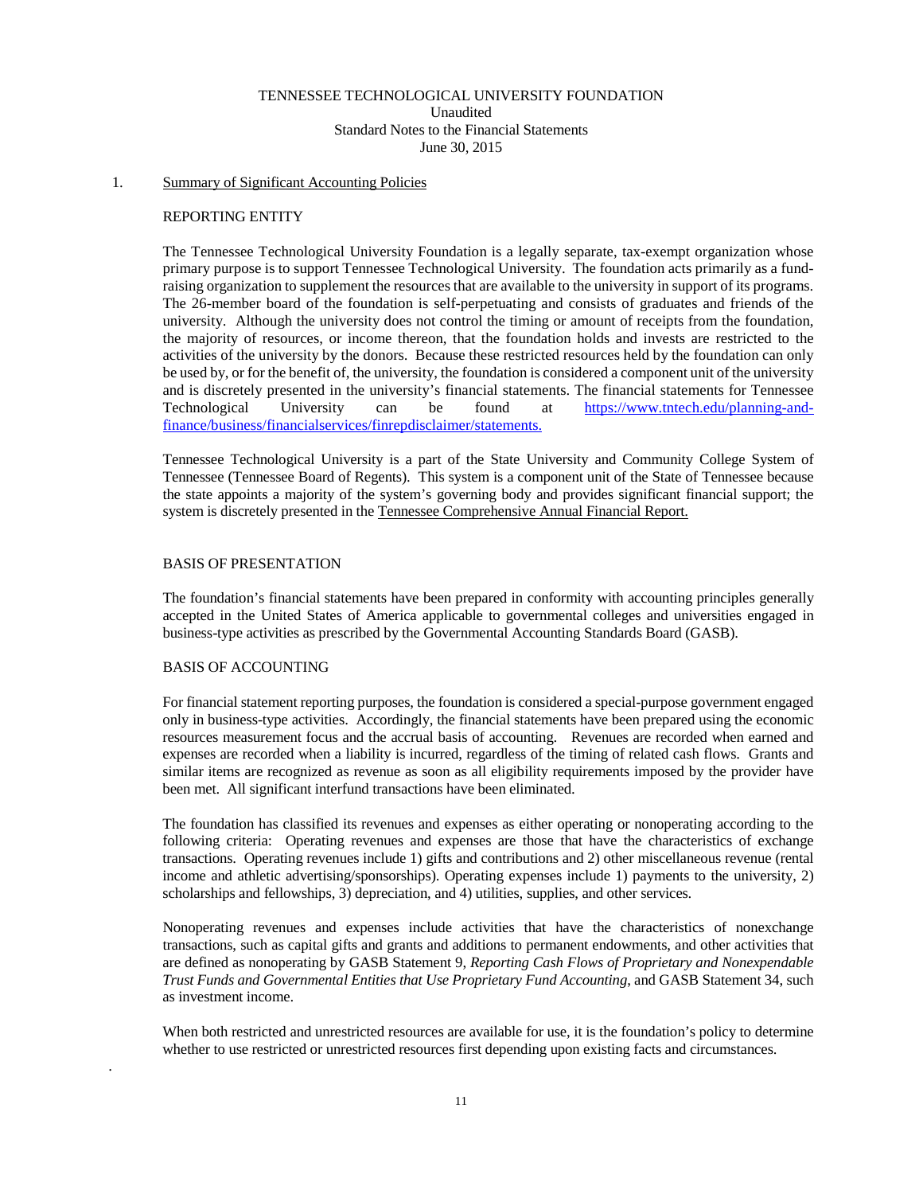TENNESSEE TECHNOLOGICAL UNIVERSITY FOUNDATION
Unaudited
Standard Notes to the Financial Statements
June 30, 2015

1. Summary of Significant Accounting Policies

REPORTING ENTITY

The Tennessee Technological University Foundation is a legally separate, tax-exempt organization whose primary purpose is to support Tennessee Technological University. The foundation acts primarily as a fund-raising organization to supplement the resources that are available to the university in support of its programs. The 26-member board of the foundation is self-perpetuating and consists of graduates and friends of the university. Although the university does not control the timing or amount of receipts from the foundation, the majority of resources, or income thereon, that the foundation holds and invests are restricted to the activities of the university by the donors. Because these restricted resources held by the foundation can only be used by, or for the benefit of, the university, the foundation is considered a component unit of the university and is discretely presented in the university's financial statements. The financial statements for Tennessee Technological University can be found at [https://www.tntech.edu/planning-and-finance/business/financialservices/finrepdisclaimer/statements.](https://www.tntech.edu/planning-and-finance/business/financialservices/finrepdisclaimer/statements)

Tennessee Technological University is a part of the State University and Community College System of Tennessee (Tennessee Board of Regents). This system is a component unit of the State of Tennessee because the state appoints a majority of the system's governing body and provides significant financial support; the system is discretely presented in the Tennessee Comprehensive Annual Financial Report.

BASIS OF PRESENTATION

The foundation's financial statements have been prepared in conformity with accounting principles generally accepted in the United States of America applicable to governmental colleges and universities engaged in business-type activities as prescribed by the Governmental Accounting Standards Board (GASB).

BASIS OF ACCOUNTING

For financial statement reporting purposes, the foundation is considered a special-purpose government engaged only in business-type activities. Accordingly, the financial statements have been prepared using the economic resources measurement focus and the accrual basis of accounting. Revenues are recorded when earned and expenses are recorded when a liability is incurred, regardless of the timing of related cash flows. Grants and similar items are recognized as revenue as soon as all eligibility requirements imposed by the provider have been met. All significant interfund transactions have been eliminated.

The foundation has classified its revenues and expenses as either operating or nonoperating according to the following criteria: Operating revenues and expenses are those that have the characteristics of exchange transactions. Operating revenues include 1) gifts and contributions and 2) other miscellaneous revenue (rental income and athletic advertising/sponsorships). Operating expenses include 1) payments to the university, 2) scholarships and fellowships, 3) depreciation, and 4) utilities, supplies, and other services.

Nonoperating revenues and expenses include activities that have the characteristics of nonexchange transactions, such as capital gifts and grants and additions to permanent endowments, and other activities that are defined as nonoperating by GASB Statement 9, *Reporting Cash Flows of Proprietary and Nonexpendable Trust Funds and Governmental Entities that Use Proprietary Fund Accounting*, and GASB Statement 34, such as investment income.

When both restricted and unrestricted resources are available for use, it is the foundation's policy to determine whether to use restricted or unrestricted resources first depending upon existing facts and circumstances.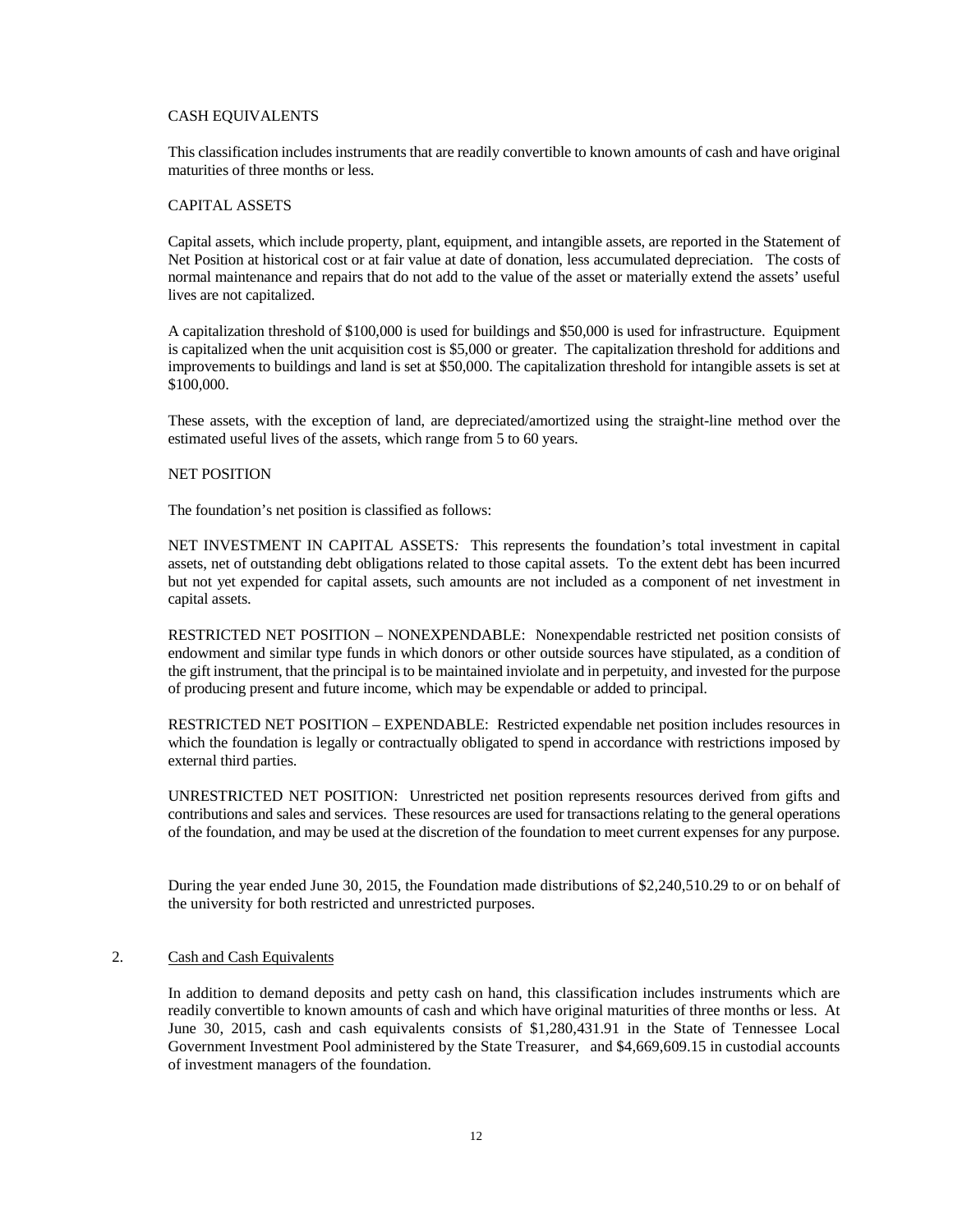CASH EQUIVALENTS

This classification includes instruments that are readily convertible to known amounts of cash and have original maturities of three months or less.

CAPITAL ASSETS

Capital assets, which include property, plant, equipment, and intangible assets, are reported in the Statement of Net Position at historical cost or at fair value at date of donation, less accumulated depreciation. The costs of normal maintenance and repairs that do not add to the value of the asset or materially extend the assets' useful lives are not capitalized.

A capitalization threshold of $100,000 is used for buildings and $50,000 is used for infrastructure. Equipment is capitalized when the unit acquisition cost is $5,000 or greater. The capitalization threshold for additions and improvements to buildings and land is set at $50,000. The capitalization threshold for intangible assets is set at $100,000.

These assets, with the exception of land, are depreciated/amortized using the straight-line method over the estimated useful lives of the assets, which range from 5 to 60 years.

NET POSITION

The foundation's net position is classified as follows:

NET INVESTMENT IN CAPITAL ASSETS*:* This represents the foundation's total investment in capital assets, net of outstanding debt obligations related to those capital assets. To the extent debt has been incurred but not yet expended for capital assets, such amounts are not included as a component of net investment in capital assets.

RESTRICTED NET POSITION – NONEXPENDABLE: Nonexpendable restricted net position consists of endowment and similar type funds in which donors or other outside sources have stipulated, as a condition of the gift instrument, that the principal is to be maintained inviolate and in perpetuity, and invested for the purpose of producing present and future income, which may be expendable or added to principal.

RESTRICTED NET POSITION – EXPENDABLE: Restricted expendable net position includes resources in which the foundation is legally or contractually obligated to spend in accordance with restrictions imposed by external third parties.

UNRESTRICTED NET POSITION: Unrestricted net position represents resources derived from gifts and contributions and sales and services. These resources are used for transactions relating to the general operations of the foundation, and may be used at the discretion of the foundation to meet current expenses for any purpose.

During the year ended June 30, 2015, the Foundation made distributions of $2,240,510.29 to or on behalf of the university for both restricted and unrestricted purposes.

2. Cash and Cash Equivalents

In addition to demand deposits and petty cash on hand, this classification includes instruments which are readily convertible to known amounts of cash and which have original maturities of three months or less. At June 30, 2015, cash and cash equivalents consists of $1,280,431.91 in the State of Tennessee Local Government Investment Pool administered by the State Treasurer, and $4,669,609.15 in custodial accounts of investment managers of the foundation.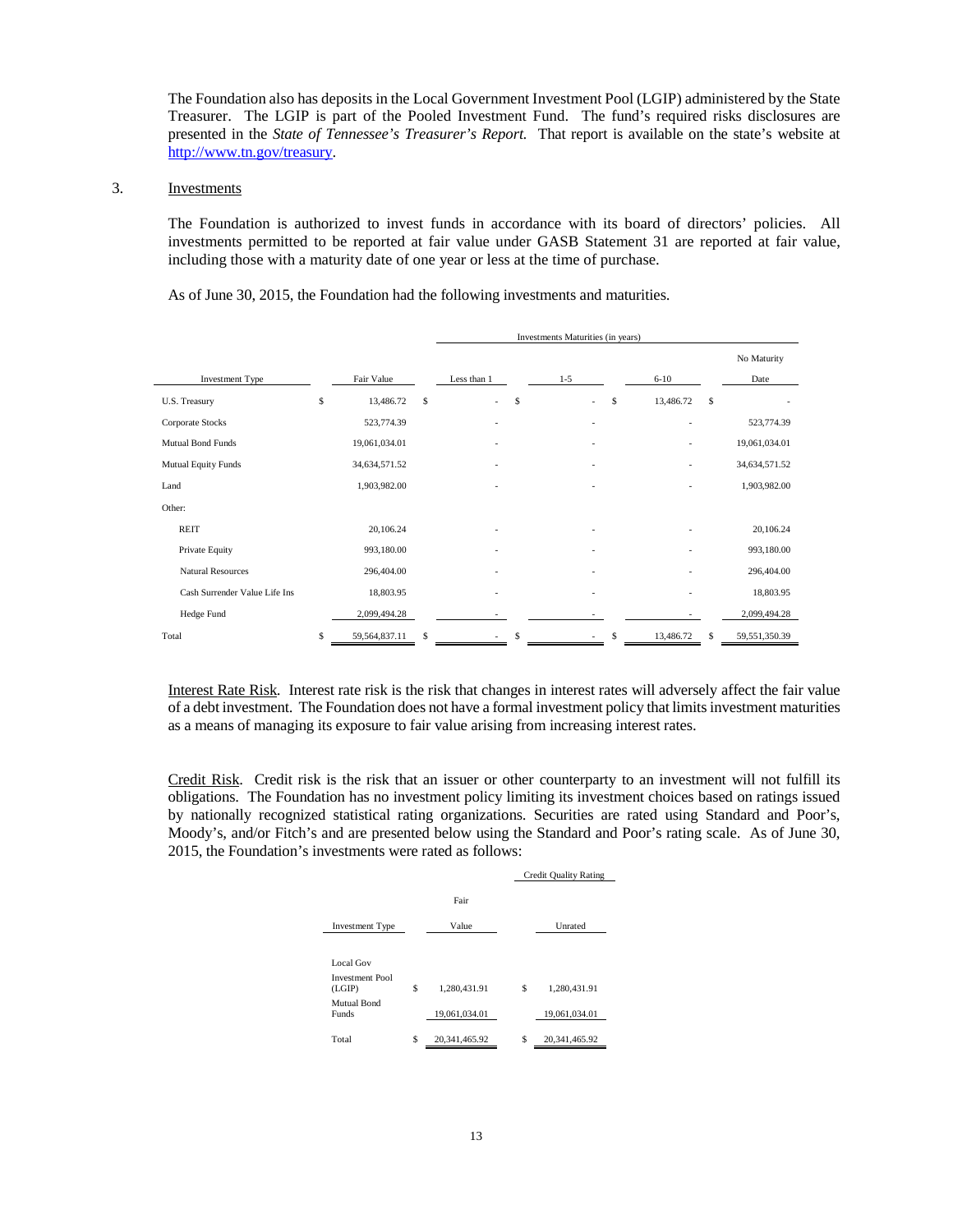The Foundation also has deposits in the Local Government Investment Pool (LGIP) administered by the State Treasurer. The LGIP is part of the Pooled Investment Fund. The fund's required risks disclosures are presented in the *State of Tennessee's Treasurer's Report.* That report is available on the state's website at http://www.tn.gov/treasury.

3. Investments

The Foundation is authorized to invest funds in accordance with its board of directors' policies. All investments permitted to be reported at fair value under GASB Statement 31 are reported at fair value, including those with a maturity date of one year or less at the time of purchase.

As of June 30, 2015, the Foundation had the following investments and maturities.

| | | Investments Maturities (in years) | | | |
|---|---|---|---|---|---|
| Investment Type | Fair Value | Less than 1 | 1-5 | 6-10 | No Maturity Date |
| U.S. Treasury | $ 13,486.72 | $ - | $ - | $ 13,486.72 | $ - |
| Corporate Stocks | 523,774.39 | - | - | - | 523,774.39 |
| Mutual Bond Funds | 19,061,034.01 | - | - | - | 19,061,034.01 |
| Mutual Equity Funds | 34,634,571.52 | - | - | - | 34,634,571.52 |
| Land | 1,903,982.00 | - | - | - | 1,903,982.00 |
| Other: | | | | | |
| REIT | 20,106.24 | - | - | - | 20,106.24 |
| Private Equity | 993,180.00 | - | - | - | 993,180.00 |
| Natural Resources | 296,404.00 | - | - | - | 296,404.00 |
| Cash Surrender Value Life Ins | 18,803.95 | - | - | - | 18,803.95 |
| Hedge Fund | 2,099,494.28 | - | - | - | 2,099,494.28 |
| Total | $ 59,564,837.11 | $ - | $ - | $ 13,486.72 | $ 59,551,350.39 |

Interest Rate Risk. Interest rate risk is the risk that changes in interest rates will adversely affect the fair value of a debt investment. The Foundation does not have a formal investment policy that limits investment maturities as a means of managing its exposure to fair value arising from increasing interest rates.

Credit Risk. Credit risk is the risk that an issuer or other counterparty to an investment will not fulfill its obligations. The Foundation has no investment policy limiting its investment choices based on ratings issued by nationally recognized statistical rating organizations. Securities are rated using Standard and Poor's, Moody's, and/or Fitch's and are presented below using the Standard and Poor's rating scale. As of June 30, 2015, the Foundation's investments were rated as follows:

| | | Credit Quality Rating |
|---|---|---|
| Investment Type | Fair Value | Unrated |
| Local Gov Investment Pool (LGIP) | $ 1,280,431.91 | $ 1,280,431.91 |
| Mutual Bond Funds | 19,061,034.01 | 19,061,034.01 |
| Total | $ 20,341,465.92 | $ 20,341,465.92 |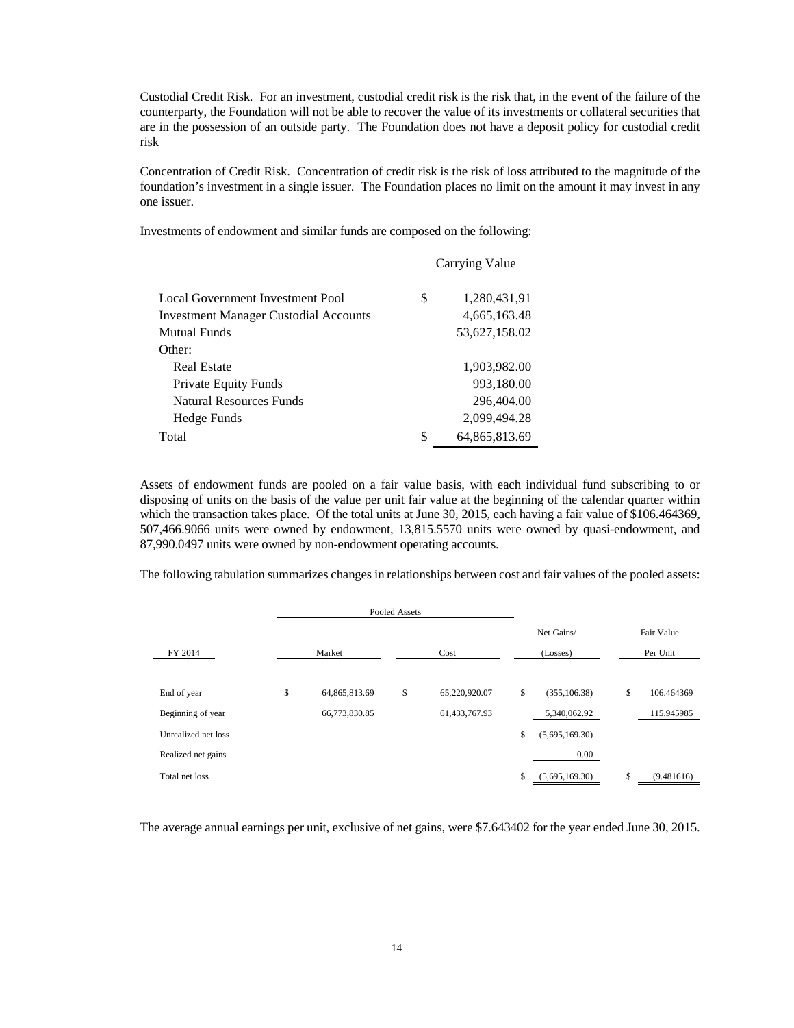Custodial Credit Risk. For an investment, custodial credit risk is the risk that, in the event of the failure of the counterparty, the Foundation will not be able to recover the value of its investments or collateral securities that are in the possession of an outside party. The Foundation does not have a deposit policy for custodial credit risk

Concentration of Credit Risk. Concentration of credit risk is the risk of loss attributed to the magnitude of the foundation's investment in a single issuer. The Foundation places no limit on the amount it may invest in any one issuer.

Investments of endowment and similar funds are composed on the following:

| | Carrying Value |
|---|---|
| Local Government Investment Pool | $ 1,280,431,91 |
| Investment Manager Custodial Accounts | 4,665,163.48 |
| Mutual Funds | 53,627,158.02 |
| Other: | |
| Real Estate | 1,903,982.00 |
| Private Equity Funds | 993,180.00 |
| Natural Resources Funds | 296,404.00 |
| Hedge Funds | 2,099,494.28 |
| Total | $ 64,865,813.69 |

Assets of endowment funds are pooled on a fair value basis, with each individual fund subscribing to or disposing of units on the basis of the value per unit fair value at the beginning of the calendar quarter within which the transaction takes place. Of the total units at June 30, 2015, each having a fair value of $106.464369, 507,466.9066 units were owned by endowment, 13,815.5570 units were owned by quasi-endowment, and 87,990.0497 units were owned by non-endowment operating accounts.

The following tabulation summarizes changes in relationships between cost and fair values of the pooled assets:

| | Pooled Assets | | | |
|---|---|---|---|---|
| FY 2014 | Market | Cost | Net Gains/ (Losses) | Fair Value Per Unit |
| End of year | $ 64,865,813.69 | $ 65,220,920.07 | $ (355,106.38) | $ 106.464369 |
| Beginning of year | 66,773,830.85 | 61,433,767.93 | 5,340,062.92 | 115.945985 |
| Unrealized net loss | | | $ (5,695,169.30) | |
| Realized net gains | | | 0.00 | |
| Total net loss | | | $ (5,695,169.30) | $ (9.481616) |

The average annual earnings per unit, exclusive of net gains, were $7.643402 for the year ended June 30, 2015.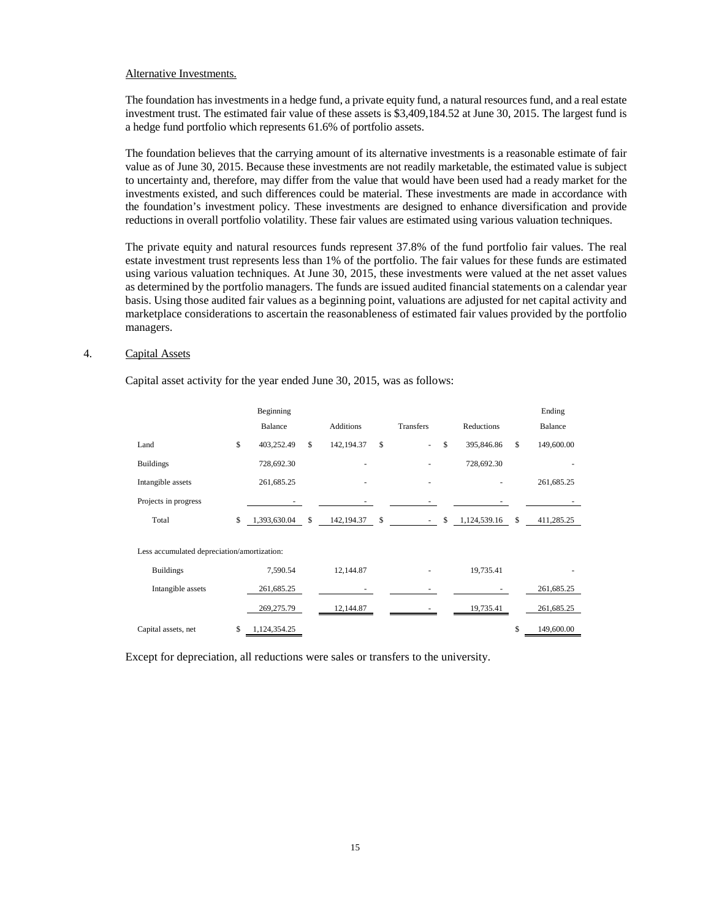Alternative Investments.

The foundation has investments in a hedge fund, a private equity fund, a natural resources fund, and a real estate investment trust. The estimated fair value of these assets is $3,409,184.52 at June 30, 2015. The largest fund is a hedge fund portfolio which represents 61.6% of portfolio assets.

The foundation believes that the carrying amount of its alternative investments is a reasonable estimate of fair value as of June 30, 2015. Because these investments are not readily marketable, the estimated value is subject to uncertainty and, therefore, may differ from the value that would have been used had a ready market for the investments existed, and such differences could be material. These investments are made in accordance with the foundation's investment policy. These investments are designed to enhance diversification and provide reductions in overall portfolio volatility. These fair values are estimated using various valuation techniques.

The private equity and natural resources funds represent 37.8% of the fund portfolio fair values. The real estate investment trust represents less than 1% of the portfolio. The fair values for these funds are estimated using various valuation techniques. At June 30, 2015, these investments were valued at the net asset values as determined by the portfolio managers. The funds are issued audited financial statements on a calendar year basis. Using those audited fair values as a beginning point, valuations are adjusted for net capital activity and marketplace considerations to ascertain the reasonableness of estimated fair values provided by the portfolio managers.

4. Capital Assets

Capital asset activity for the year ended June 30, 2015, was as follows:

| | Beginning Balance | Additions | Transfers | Reductions | Ending Balance |
|---|---|---|---|---|---|
| Land | $ 403,252.49 | $ 142,194.37 | $ - | $ 395,846.86 | $ 149,600.00 |
| Buildings | 728,692.30 | - | - | 728,692.30 | - |
| Intangible assets | 261,685.25 | - | - | - | 261,685.25 |
| Projects in progress | - | - | - | - | - |
| Total | $ 1,393,630.04 | $ 142,194.37 | $ - | $ 1,124,539.16 | $ 411,285.25 |
| Less accumulated depreciation/amortization: | | | | | |
| Buildings | 7,590.54 | 12,144.87 | - | 19,735.41 | - |
| Intangible assets | 261,685.25 | - | - | - | 261,685.25 |
| | 269,275.79 | 12,144.87 | - | 19,735.41 | 261,685.25 |
| Capital assets, net | $ 1,124,354.25 | | | | $ 149,600.00 |

Except for depreciation, all reductions were sales or transfers to the university.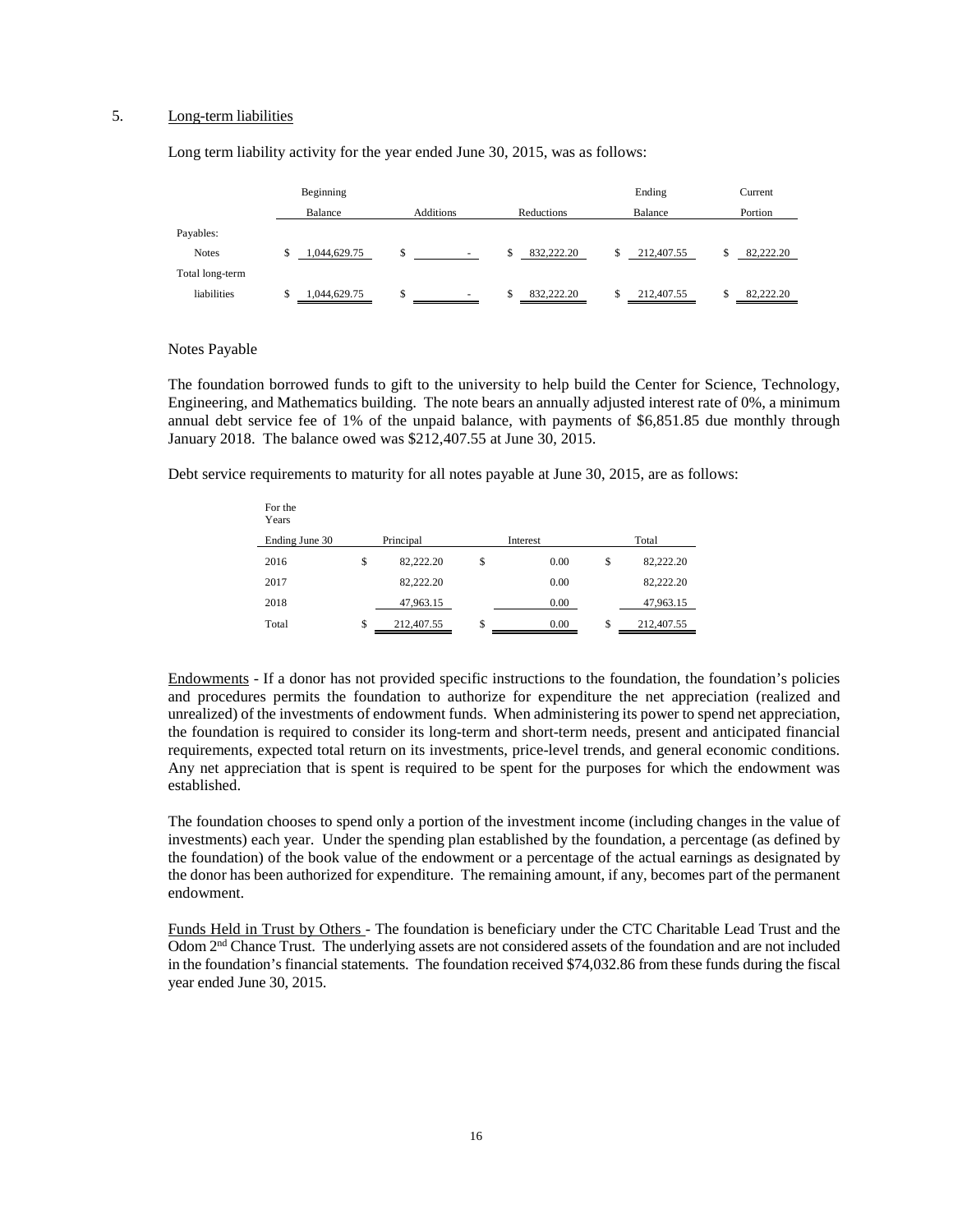5. Long-term liabilities

Long term liability activity for the year ended June 30, 2015, was as follows:

| | Beginning Balance | Additions | Reductions | Ending Balance | Current Portion |
|---|---|---|---|---|---|
| Payables: | | | | | |
| Notes | $ 1,044,629.75 | $ - | $ 832,222.20 | $ 212,407.55 | $ 82,222.20 |
| Total long-term liabilities | $ 1,044,629.75 | $ - | $ 832,222.20 | $ 212,407.55 | $ 82,222.20 |

Notes Payable

The foundation borrowed funds to gift to the university to help build the Center for Science, Technology, Engineering, and Mathematics building. The note bears an annually adjusted interest rate of 0%, a minimum annual debt service fee of 1% of the unpaid balance, with payments of $6,851.85 due monthly through January 2018. The balance owed was $212,407.55 at June 30, 2015.

Debt service requirements to maturity for all notes payable at June 30, 2015, are as follows:

| For the Years Ending June 30 | Principal | Interest | Total |
|---|---|---|---|
| 2016 | $ 82,222.20 | $ 0.00 | $ 82,222.20 |
| 2017 | 82,222.20 | 0.00 | 82,222.20 |
| 2018 | 47,963.15 | 0.00 | 47,963.15 |
| Total | $ 212,407.55 | $ 0.00 | $ 212,407.55 |

Endowments - If a donor has not provided specific instructions to the foundation, the foundation's policies and procedures permits the foundation to authorize for expenditure the net appreciation (realized and unrealized) of the investments of endowment funds. When administering its power to spend net appreciation, the foundation is required to consider its long-term and short-term needs, present and anticipated financial requirements, expected total return on its investments, price-level trends, and general economic conditions. Any net appreciation that is spent is required to be spent for the purposes for which the endowment was established.

The foundation chooses to spend only a portion of the investment income (including changes in the value of investments) each year. Under the spending plan established by the foundation, a percentage (as defined by the foundation) of the book value of the endowment or a percentage of the actual earnings as designated by the donor has been authorized for expenditure. The remaining amount, if any, becomes part of the permanent endowment.

Funds Held in Trust by Others - The foundation is beneficiary under the CTC Charitable Lead Trust and the Odom 2nd Chance Trust. The underlying assets are not considered assets of the foundation and are not included in the foundation's financial statements. The foundation received $74,032.86 from these funds during the fiscal year ended June 30, 2015.